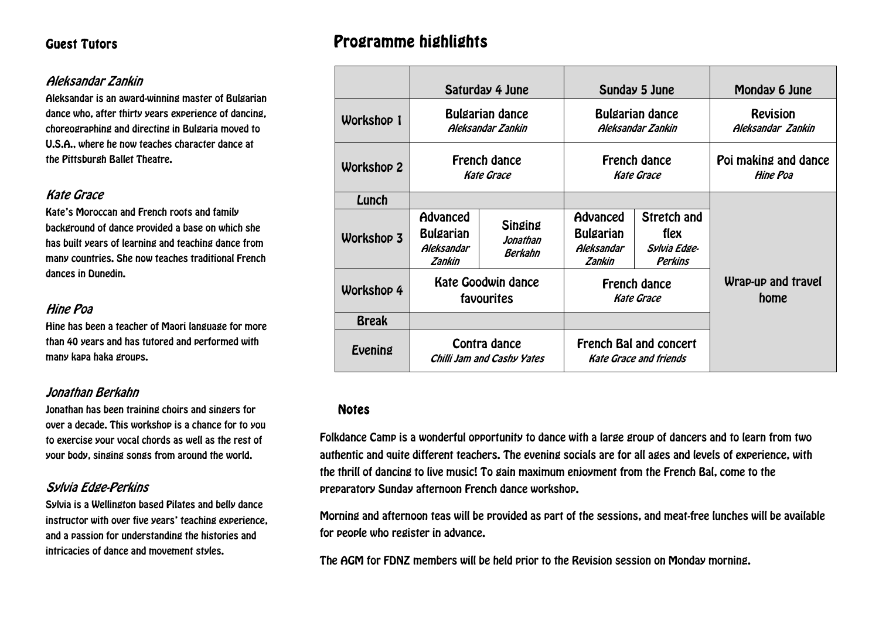## Guest Tutors

### *Aleksandar Zankin*

Aleksandar is an award-winning master of Bulgarian dance who, after thirty years experience of dancing, choreographing and directing in Bulgaria moved to U.S.A., where he now teaches character dance at the Pittsburgh Ballet Theatre.

### *Kate Grace*

Kate's Moroccan and French roots and family background of dance provided a base on which she has built years of learning and teaching dance from many countries. She now teaches traditional French dances in Dunedin.

### *Hine Poa*

Hine has been a teacher of Maori language for more than 40 years and has tutored and performed with many kapa haka groups.

### *Jonathan Berkahn*

Jonathan has been training choirs and singers for over a decade. This workshop is a chance for to you to exercise your vocal chords as well as the rest of your body, singing songs from around the world.

### *Sylvia Edge-Perkins*

Sylvia is a Wellington based Pilates and belly dance instructor with over five years' teaching experience, and a passion for understanding the histories and intricacies of dance and movement styles.

# Programme highlights

| | Saturday 4 June | | Sunday 5 June | | Monday 6 June |
|---|---|---|---|---|---|
| Workshop 1 | Bulgarian dance *Aleksandar Zankin* | | Bulgarian dance *Aleksandar Zankin* | | Revision *Aleksandar Zankin* |
| Workshop 2 | French dance *Kate Grace* | | French dance *Kate Grace* | | Poi making and dance *Hine Poa* |
| Lunch | | | | | Wrap-up and travel home |
| Workshop 3 | Advanced Bulgarian *Aleksandar Zankin* | Singing *Jonathan Berkahn* | Advanced Bulgarian *Aleksandar Zankin* | Stretch and flex *Sylvia Edge-Perkins* | |
| Workshop 4 | Kate Goodwin dance favourites | | French dance *Kate Grace* | | |
| Break | | | | | |
| Evening | Contra dance *Chilli Jam and Cashy Yates* | | French Bal and concert *Kate Grace and friends* | | |

## Notes

Folkdance Camp is a wonderful opportunity to dance with a large group of dancers and to learn from two authentic and quite different teachers. The evening socials are for all ages and levels of experience, with the thrill of dancing to live music! To gain maximum enjoyment from the French Bal, come to the preparatory Sunday afternoon French dance workshop.

Morning and afternoon teas will be provided as part of the sessions, and meat-free lunches will be available for people who register in advance.

The AGM for FDNZ members will be held prior to the Revision session on Monday morning.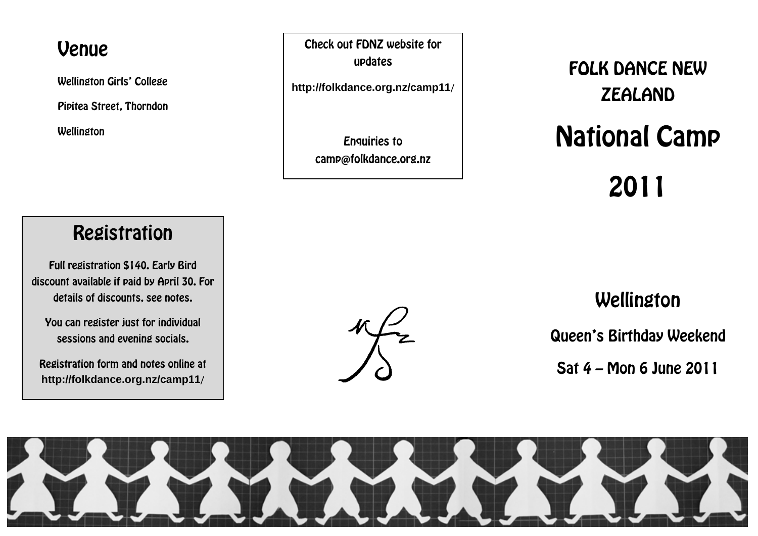## Venue

Wellington Girls' College

Pipitea Street, Thorndon

Wellington

Check out FDNZ website for updates

http://folkdance.org.nz/camp11/

Enquiries to camp@folkdance.org.nz

## Registration

Full registration $140. Early Bird discount available if paid by April 30. For details of discounts, see notes.

You can register just for individual sessions and evening socials.

Registration form and notes online at http://folkdance.org.nz/camp11/

# FOLK DANCE NEW ZEALAND

# National Camp 2011

## Wellington

Queen's Birthday Weekend

Sat 4 – Mon 6 June 2011